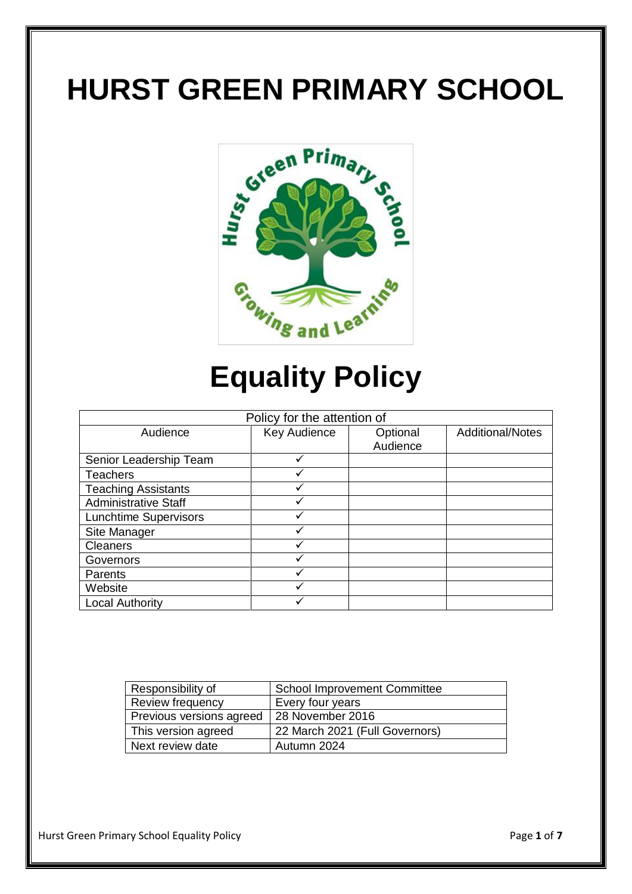# HURST GREEN PRIMARY SCHOOL

# Equality Policy

| Policy for the attention of | | | |
|---|---|---|---|
| Audience | Key Audience | Optional Audience | Additional/Notes |
| Senior Leadership Team | ✓ | | |
| Teachers | ✓ | | |
| Teaching Assistants | ✓ | | |
| Administrative Staff | ✓ | | |
| Lunchtime Supervisors | ✓ | | |
| Site Manager | ✓ | | |
| Cleaners | ✓ | | |
| Governors | ✓ | | |
| Parents | ✓ | | |
| Website | ✓ | | |
| Local Authority | ✓ | | |

| | |
|---|---|
| Responsibility of | School Improvement Committee |
| Review frequency | Every four years |
| Previous versions agreed | 28 November 2016 |
| This version agreed | 22 March 2021 (Full Governors) |
| Next review date | Autumn 2024 |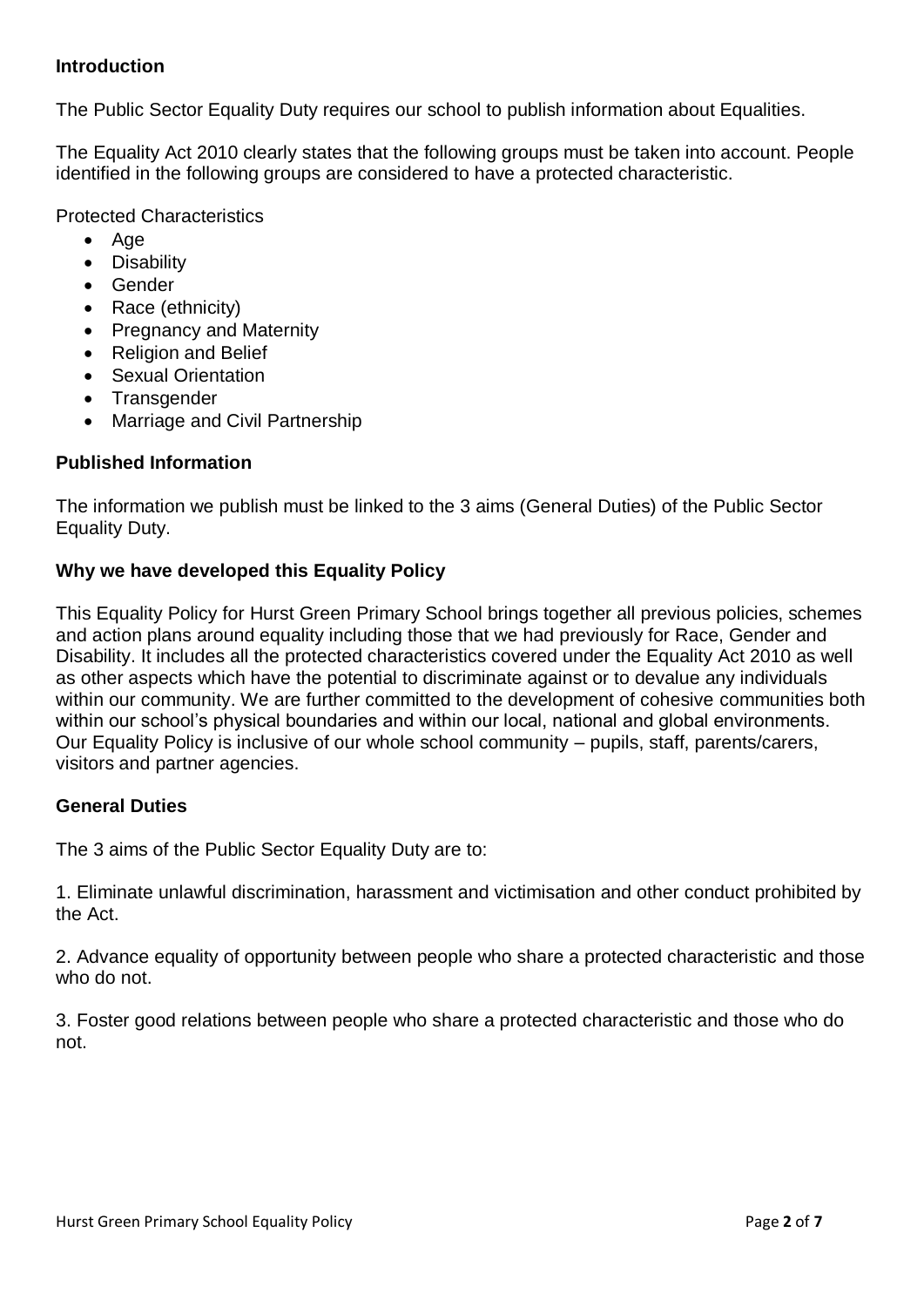## Introduction

The Public Sector Equality Duty requires our school to publish information about Equalities.

The Equality Act 2010 clearly states that the following groups must be taken into account. People identified in the following groups are considered to have a protected characteristic.

Protected Characteristics

- Age
- Disability
- Gender
- Race (ethnicity)
- Pregnancy and Maternity
- Religion and Belief
- Sexual Orientation
- Transgender
- Marriage and Civil Partnership

## Published Information

The information we publish must be linked to the 3 aims (General Duties) of the Public Sector Equality Duty.

## Why we have developed this Equality Policy

This Equality Policy for Hurst Green Primary School brings together all previous policies, schemes and action plans around equality including those that we had previously for Race, Gender and Disability. It includes all the protected characteristics covered under the Equality Act 2010 as well as other aspects which have the potential to discriminate against or to devalue any individuals within our community. We are further committed to the development of cohesive communities both within our school's physical boundaries and within our local, national and global environments. Our Equality Policy is inclusive of our whole school community – pupils, staff, parents/carers, visitors and partner agencies.

## General Duties

The 3 aims of the Public Sector Equality Duty are to:

1. Eliminate unlawful discrimination, harassment and victimisation and other conduct prohibited by the Act.

2. Advance equality of opportunity between people who share a protected characteristic and those who do not.

3. Foster good relations between people who share a protected characteristic and those who do not.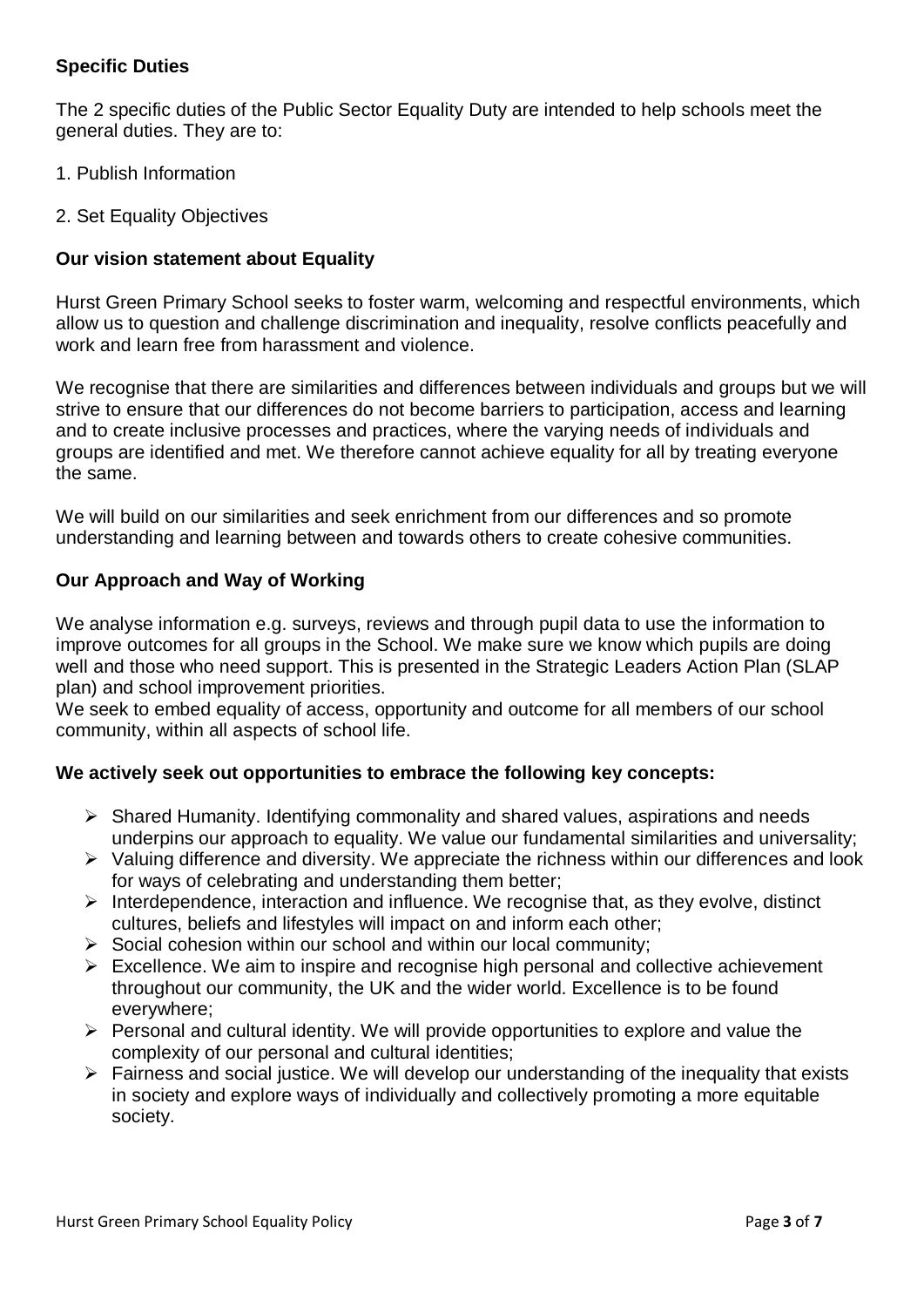**Specific Duties**

The 2 specific duties of the Public Sector Equality Duty are intended to help schools meet the general duties. They are to:

1. Publish Information

2. Set Equality Objectives

**Our vision statement about Equality**

Hurst Green Primary School seeks to foster warm, welcoming and respectful environments, which allow us to question and challenge discrimination and inequality, resolve conflicts peacefully and work and learn free from harassment and violence.

We recognise that there are similarities and differences between individuals and groups but we will strive to ensure that our differences do not become barriers to participation, access and learning and to create inclusive processes and practices, where the varying needs of individuals and groups are identified and met. We therefore cannot achieve equality for all by treating everyone the same.

We will build on our similarities and seek enrichment from our differences and so promote understanding and learning between and towards others to create cohesive communities.

**Our Approach and Way of Working**

We analyse information e.g. surveys, reviews and through pupil data to use the information to improve outcomes for all groups in the School. We make sure we know which pupils are doing well and those who need support. This is presented in the Strategic Leaders Action Plan (SLAP plan) and school improvement priorities.
We seek to embed equality of access, opportunity and outcome for all members of our school community, within all aspects of school life.

**We actively seek out opportunities to embrace the following key concepts:**

- Shared Humanity. Identifying commonality and shared values, aspirations and needs underpins our approach to equality. We value our fundamental similarities and universality;
- Valuing difference and diversity. We appreciate the richness within our differences and look for ways of celebrating and understanding them better;
- Interdependence, interaction and influence. We recognise that, as they evolve, distinct cultures, beliefs and lifestyles will impact on and inform each other;
- Social cohesion within our school and within our local community;
- Excellence. We aim to inspire and recognise high personal and collective achievement throughout our community, the UK and the wider world. Excellence is to be found everywhere;
- Personal and cultural identity. We will provide opportunities to explore and value the complexity of our personal and cultural identities;
- Fairness and social justice. We will develop our understanding of the inequality that exists in society and explore ways of individually and collectively promoting a more equitable society.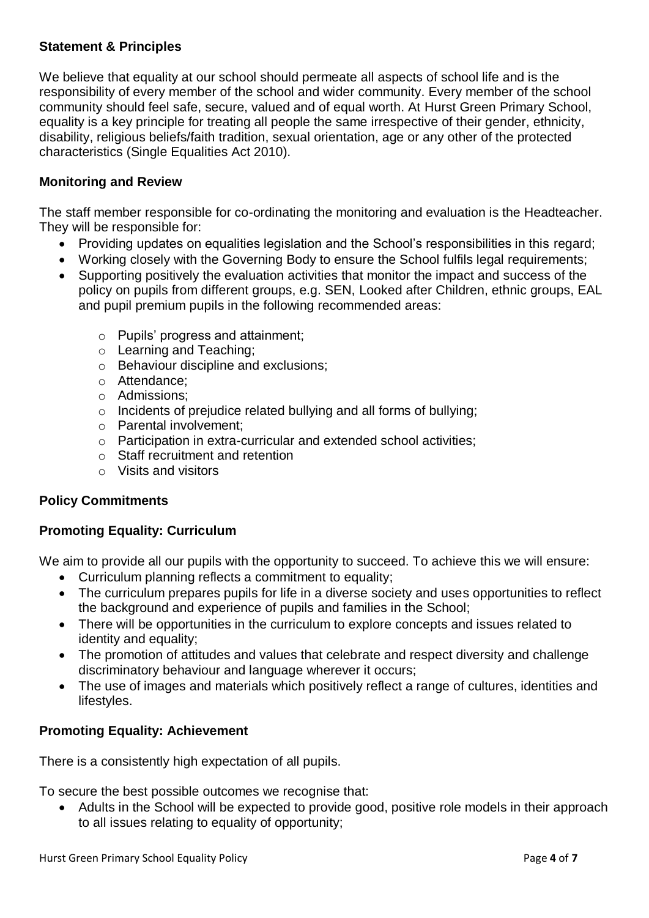## Statement & Principles

We believe that equality at our school should permeate all aspects of school life and is the responsibility of every member of the school and wider community. Every member of the school community should feel safe, secure, valued and of equal worth. At Hurst Green Primary School, equality is a key principle for treating all people the same irrespective of their gender, ethnicity, disability, religious beliefs/faith tradition, sexual orientation, age or any other of the protected characteristics (Single Equalities Act 2010).

## Monitoring and Review

The staff member responsible for co-ordinating the monitoring and evaluation is the Headteacher. They will be responsible for:

- Providing updates on equalities legislation and the School's responsibilities in this regard;
- Working closely with the Governing Body to ensure the School fulfils legal requirements;
- Supporting positively the evaluation activities that monitor the impact and success of the policy on pupils from different groups, e.g. SEN, Looked after Children, ethnic groups, EAL and pupil premium pupils in the following recommended areas:
    - Pupils' progress and attainment;
    - Learning and Teaching;
    - Behaviour discipline and exclusions;
    - Attendance;
    - Admissions;
    - Incidents of prejudice related bullying and all forms of bullying;
    - Parental involvement;
    - Participation in extra-curricular and extended school activities;
    - Staff recruitment and retention
    - Visits and visitors

## Policy Commitments

## Promoting Equality: Curriculum

We aim to provide all our pupils with the opportunity to succeed. To achieve this we will ensure:

- Curriculum planning reflects a commitment to equality;
- The curriculum prepares pupils for life in a diverse society and uses opportunities to reflect the background and experience of pupils and families in the School;
- There will be opportunities in the curriculum to explore concepts and issues related to identity and equality;
- The promotion of attitudes and values that celebrate and respect diversity and challenge discriminatory behaviour and language wherever it occurs;
- The use of images and materials which positively reflect a range of cultures, identities and lifestyles.

## Promoting Equality: Achievement

There is a consistently high expectation of all pupils.

To secure the best possible outcomes we recognise that:

- Adults in the School will be expected to provide good, positive role models in their approach to all issues relating to equality of opportunity;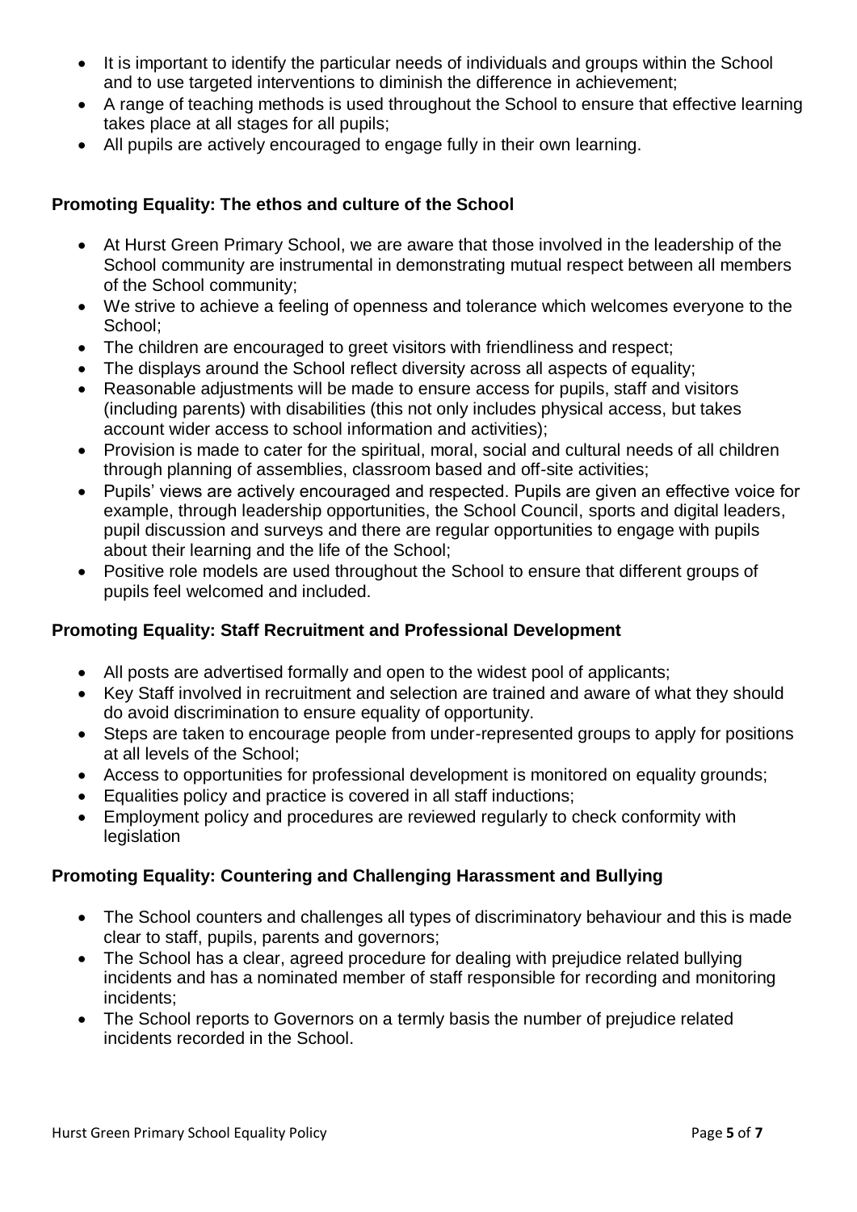- It is important to identify the particular needs of individuals and groups within the School and to use targeted interventions to diminish the difference in achievement;
- A range of teaching methods is used throughout the School to ensure that effective learning takes place at all stages for all pupils;
- All pupils are actively encouraged to engage fully in their own learning.

**Promoting Equality: The ethos and culture of the School**

- At Hurst Green Primary School, we are aware that those involved in the leadership of the School community are instrumental in demonstrating mutual respect between all members of the School community;
- We strive to achieve a feeling of openness and tolerance which welcomes everyone to the School;
- The children are encouraged to greet visitors with friendliness and respect;
- The displays around the School reflect diversity across all aspects of equality;
- Reasonable adjustments will be made to ensure access for pupils, staff and visitors (including parents) with disabilities (this not only includes physical access, but takes account wider access to school information and activities);
- Provision is made to cater for the spiritual, moral, social and cultural needs of all children through planning of assemblies, classroom based and off-site activities;
- Pupils' views are actively encouraged and respected. Pupils are given an effective voice for example, through leadership opportunities, the School Council, sports and digital leaders, pupil discussion and surveys and there are regular opportunities to engage with pupils about their learning and the life of the School;
- Positive role models are used throughout the School to ensure that different groups of pupils feel welcomed and included.

**Promoting Equality: Staff Recruitment and Professional Development**

- All posts are advertised formally and open to the widest pool of applicants;
- Key Staff involved in recruitment and selection are trained and aware of what they should do avoid discrimination to ensure equality of opportunity.
- Steps are taken to encourage people from under-represented groups to apply for positions at all levels of the School;
- Access to opportunities for professional development is monitored on equality grounds;
- Equalities policy and practice is covered in all staff inductions;
- Employment policy and procedures are reviewed regularly to check conformity with legislation

**Promoting Equality: Countering and Challenging Harassment and Bullying**

- The School counters and challenges all types of discriminatory behaviour and this is made clear to staff, pupils, parents and governors;
- The School has a clear, agreed procedure for dealing with prejudice related bullying incidents and has a nominated member of staff responsible for recording and monitoring incidents;
- The School reports to Governors on a termly basis the number of prejudice related incidents recorded in the School.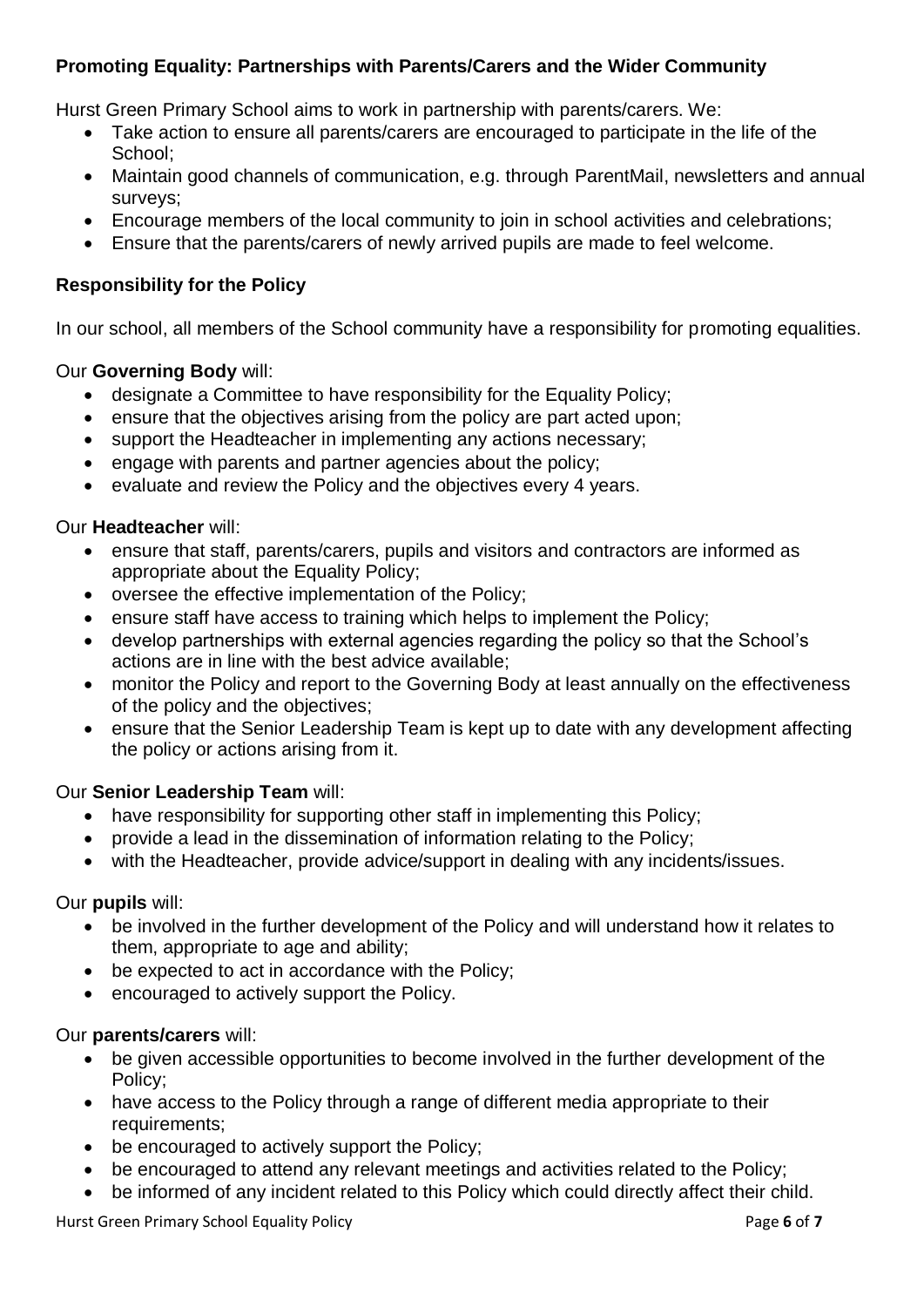### Promoting Equality: Partnerships with Parents/Carers and the Wider Community

Hurst Green Primary School aims to work in partnership with parents/carers. We:

- Take action to ensure all parents/carers are encouraged to participate in the life of the School;
- Maintain good channels of communication, e.g. through ParentMail, newsletters and annual surveys;
- Encourage members of the local community to join in school activities and celebrations;
- Ensure that the parents/carers of newly arrived pupils are made to feel welcome.

### Responsibility for the Policy

In our school, all members of the School community have a responsibility for promoting equalities.

Our **Governing Body** will:

- designate a Committee to have responsibility for the Equality Policy;
- ensure that the objectives arising from the policy are part acted upon;
- support the Headteacher in implementing any actions necessary;
- engage with parents and partner agencies about the policy;
- evaluate and review the Policy and the objectives every 4 years.

Our **Headteacher** will:

- ensure that staff, parents/carers, pupils and visitors and contractors are informed as appropriate about the Equality Policy;
- oversee the effective implementation of the Policy;
- ensure staff have access to training which helps to implement the Policy;
- develop partnerships with external agencies regarding the policy so that the School's actions are in line with the best advice available;
- monitor the Policy and report to the Governing Body at least annually on the effectiveness of the policy and the objectives;
- ensure that the Senior Leadership Team is kept up to date with any development affecting the policy or actions arising from it.

Our **Senior Leadership Team** will:

- have responsibility for supporting other staff in implementing this Policy;
- provide a lead in the dissemination of information relating to the Policy;
- with the Headteacher, provide advice/support in dealing with any incidents/issues.

Our **pupils** will:

- be involved in the further development of the Policy and will understand how it relates to them, appropriate to age and ability;
- be expected to act in accordance with the Policy;
- encouraged to actively support the Policy.

Our **parents/carers** will:

- be given accessible opportunities to become involved in the further development of the Policy;
- have access to the Policy through a range of different media appropriate to their requirements;
- be encouraged to actively support the Policy;
- be encouraged to attend any relevant meetings and activities related to the Policy;
- be informed of any incident related to this Policy which could directly affect their child.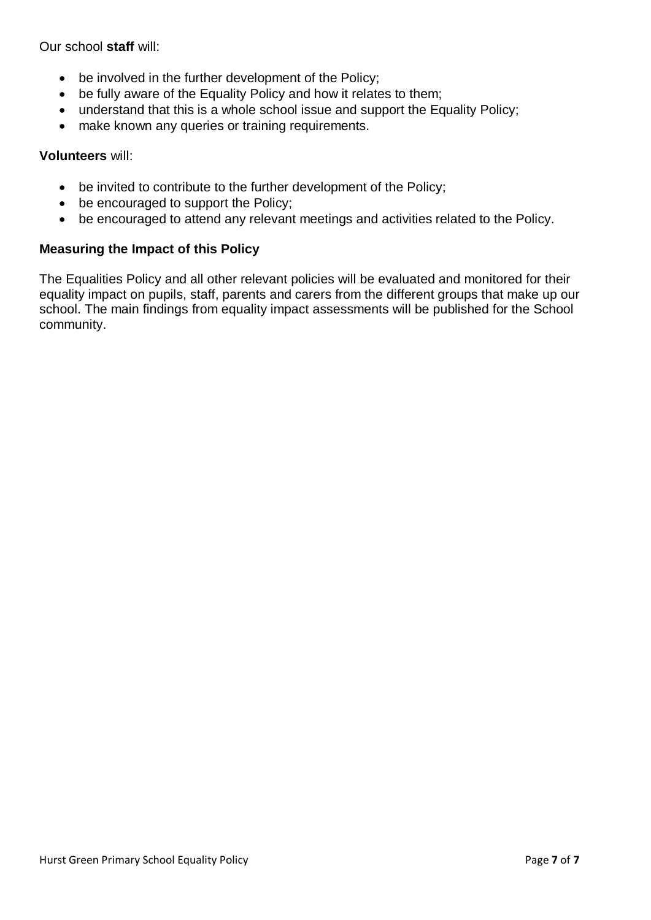Our school **staff** will:

- be involved in the further development of the Policy;
- be fully aware of the Equality Policy and how it relates to them;
- understand that this is a whole school issue and support the Equality Policy;
- make known any queries or training requirements.

**Volunteers** will:

- be invited to contribute to the further development of the Policy;
- be encouraged to support the Policy;
- be encouraged to attend any relevant meetings and activities related to the Policy.

**Measuring the Impact of this Policy**

The Equalities Policy and all other relevant policies will be evaluated and monitored for their equality impact on pupils, staff, parents and carers from the different groups that make up our school. The main findings from equality impact assessments will be published for the School community.